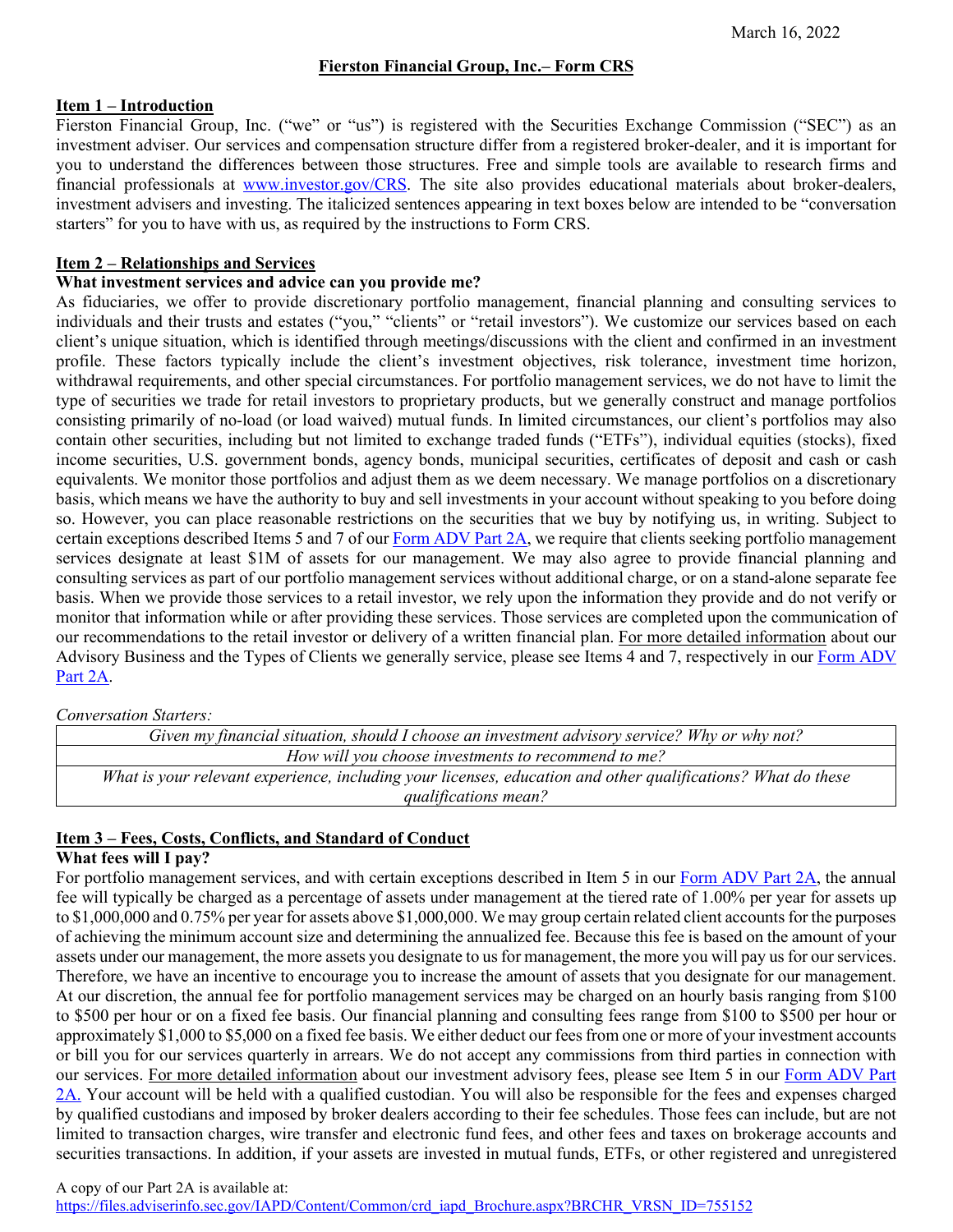March 16, 2022

# Fierston Financial Group, Inc.– Form CRS

## Item 1 – Introduction

Fierston Financial Group, Inc. ("we" or "us") is registered with the Securities Exchange Commission ("SEC") as an investment adviser. Our services and compensation structure differ from a registered broker-dealer, and it is important for you to understand the differences between those structures. Free and simple tools are available to research firms and financial professionals at [www.investor.gov/CRS](www.investor.gov/CRS). The site also provides educational materials about broker-dealers, investment advisers and investing. The italicized sentences appearing in text boxes below are intended to be "conversation starters" for you to have with us, as required by the instructions to Form CRS.

## Item 2 – Relationships and Services

### What investment services and advice can you provide me?

As fiduciaries, we offer to provide discretionary portfolio management, financial planning and consulting services to individuals and their trusts and estates ("you," "clients" or "retail investors"). We customize our services based on each client's unique situation, which is identified through meetings/discussions with the client and confirmed in an investment profile. These factors typically include the client's investment objectives, risk tolerance, investment time horizon, withdrawal requirements, and other special circumstances. For portfolio management services, we do not have to limit the type of securities we trade for retail investors to proprietary products, but we generally construct and manage portfolios consisting primarily of no-load (or load waived) mutual funds. In limited circumstances, our client's portfolios may also contain other securities, including but not limited to exchange traded funds ("ETFs"), individual equities (stocks), fixed income securities, U.S. government bonds, agency bonds, municipal securities, certificates of deposit and cash or cash equivalents. We monitor those portfolios and adjust them as we deem necessary. We manage portfolios on a discretionary basis, which means we have the authority to buy and sell investments in your account without speaking to you before doing so. However, you can place reasonable restrictions on the securities that we buy by notifying us, in writing. Subject to certain exceptions described Items 5 and 7 of our Form ADV Part 2A, we require that clients seeking portfolio management services designate at least $1M of assets for our management. We may also agree to provide financial planning and consulting services as part of our portfolio management services without additional charge, or on a stand-alone separate fee basis. When we provide those services to a retail investor, we rely upon the information they provide and do not verify or monitor that information while or after providing these services. Those services are completed upon the communication of our recommendations to the retail investor or delivery of a written financial plan. For more detailed information about our Advisory Business and the Types of Clients we generally service, please see Items 4 and 7, respectively in our Form ADV Part 2A.

*Conversation Starters:*

| |
|---|
| *Given my financial situation, should I choose an investment advisory service? Why or why not?* |
| *How will you choose investments to recommend to me?* |
| *What is your relevant experience, including your licenses, education and other qualifications? What do these qualifications mean?* |

## Item 3 – Fees, Costs, Conflicts, and Standard of Conduct

### What fees will I pay?

For portfolio management services, and with certain exceptions described in Item 5 in our Form ADV Part 2A, the annual fee will typically be charged as a percentage of assets under management at the tiered rate of 1.00% per year for assets up to $1,000,000 and 0.75% per year for assets above $1,000,000. We may group certain related client accounts for the purposes of achieving the minimum account size and determining the annualized fee. Because this fee is based on the amount of your assets under our management, the more assets you designate to us for management, the more you will pay us for our services. Therefore, we have an incentive to encourage you to increase the amount of assets that you designate for our management. At our discretion, the annual fee for portfolio management services may be charged on an hourly basis ranging from $100 to $500 per hour or on a fixed fee basis. Our financial planning and consulting fees range from $100 to $500 per hour or approximately $1,000 to $5,000 on a fixed fee basis. We either deduct our fees from one or more of your investment accounts or bill you for our services quarterly in arrears. We do not accept any commissions from third parties in connection with our services. For more detailed information about our investment advisory fees, please see Item 5 in our Form ADV Part 2A. Your account will be held with a qualified custodian. You will also be responsible for the fees and expenses charged by qualified custodians and imposed by broker dealers according to their fee schedules. Those fees can include, but are not limited to transaction charges, wire transfer and electronic fund fees, and other fees and taxes on brokerage accounts and securities transactions. In addition, if your assets are invested in mutual funds, ETFs, or other registered and unregistered

A copy of our Part 2A is available at:
https://files.adviserinfo.sec.gov/IAPD/Content/Common/crd_iapd_Brochure.aspx?BRCHR_VRSN_ID=755152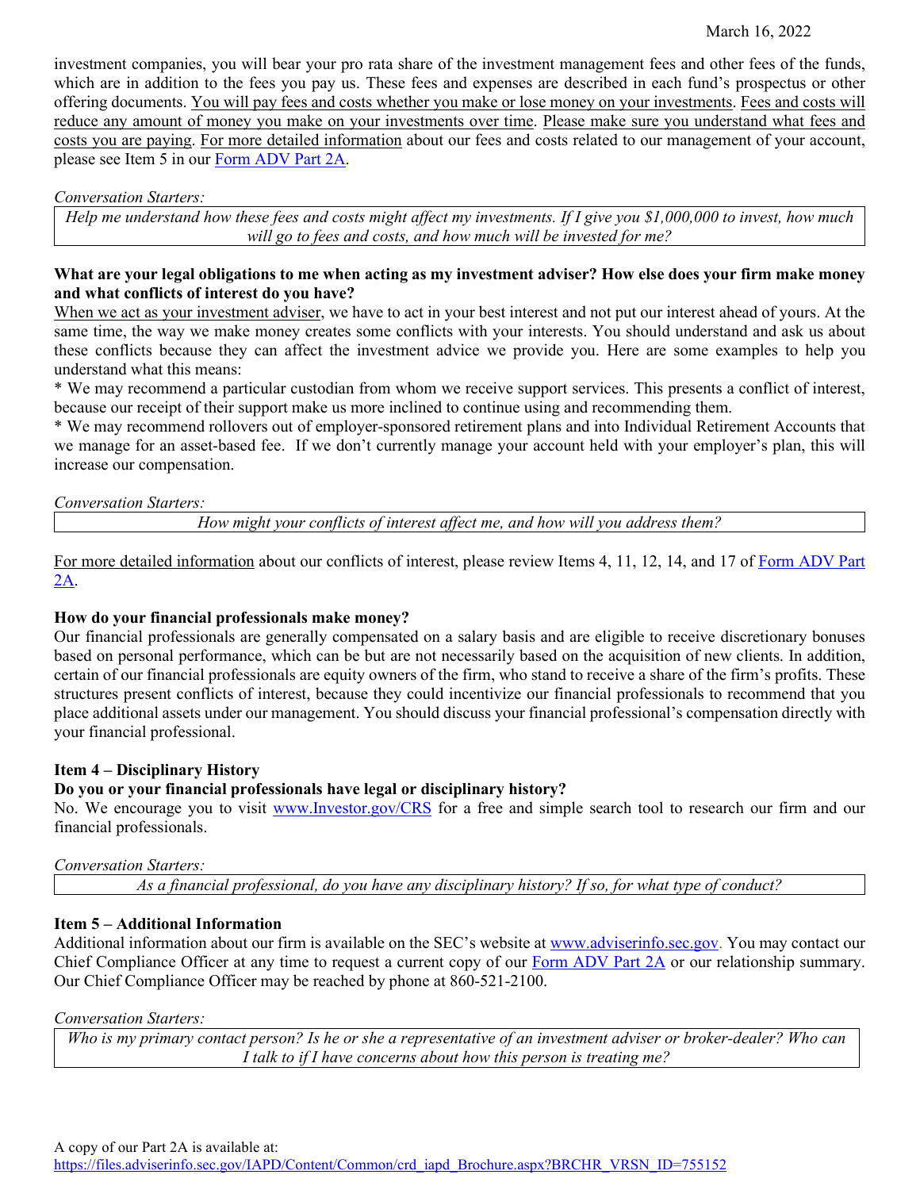investment companies, you will bear your pro rata share of the investment management fees and other fees of the funds, which are in addition to the fees you pay us. These fees and expenses are described in each fund's prospectus or other offering documents. You will pay fees and costs whether you make or lose money on your investments. Fees and costs will reduce any amount of money you make on your investments over time. Please make sure you understand what fees and costs you are paying. For more detailed information about our fees and costs related to our management of your account, please see Item 5 in our Form ADV Part 2A.

*Conversation Starters:*

| *Help me understand how these fees and costs might affect my investments. If I give you $1,000,000 to invest, how much will go to fees and costs, and how much will be invested for me?* |
|---|

**What are your legal obligations to me when acting as my investment adviser? How else does your firm make money and what conflicts of interest do you have?**

When we act as your investment adviser, we have to act in your best interest and not put our interest ahead of yours. At the same time, the way we make money creates some conflicts with your interests. You should understand and ask us about these conflicts because they can affect the investment advice we provide you. Here are some examples to help you understand what this means:

* We may recommend a particular custodian from whom we receive support services. This presents a conflict of interest, because our receipt of their support make us more inclined to continue using and recommending them.
* We may recommend rollovers out of employer-sponsored retirement plans and into Individual Retirement Accounts that we manage for an asset-based fee. If we don't currently manage your account held with your employer's plan, this will increase our compensation.

*Conversation Starters:*

| *How might your conflicts of interest affect me, and how will you address them?* |
|---|

For more detailed information about our conflicts of interest, please review Items 4, 11, 12, 14, and 17 of Form ADV Part 2A.

**How do your financial professionals make money?**

Our financial professionals are generally compensated on a salary basis and are eligible to receive discretionary bonuses based on personal performance, which can be but are not necessarily based on the acquisition of new clients. In addition, certain of our financial professionals are equity owners of the firm, who stand to receive a share of the firm's profits. These structures present conflicts of interest, because they could incentivize our financial professionals to recommend that you place additional assets under our management. You should discuss your financial professional's compensation directly with your financial professional.

**Item 4 – Disciplinary History**

**Do you or your financial professionals have legal or disciplinary history?**

No. We encourage you to visit www.Investor.gov/CRS for a free and simple search tool to research our firm and our financial professionals.

*Conversation Starters:*

| *As a financial professional, do you have any disciplinary history? If so, for what type of conduct?* |
|---|

**Item 5 – Additional Information**

Additional information about our firm is available on the SEC's website at www.adviserinfo.sec.gov. You may contact our Chief Compliance Officer at any time to request a current copy of our Form ADV Part 2A or our relationship summary. Our Chief Compliance Officer may be reached by phone at 860-521-2100.

*Conversation Starters:*

| *Who is my primary contact person? Is he or she a representative of an investment adviser or broker-dealer? Who can I talk to if I have concerns about how this person is treating me?* |
|---|

A copy of our Part 2A is available at:
https://files.adviserinfo.sec.gov/IAPD/Content/Common/crd_iapd_Brochure.aspx?BRCHR_VRSN_ID=755152